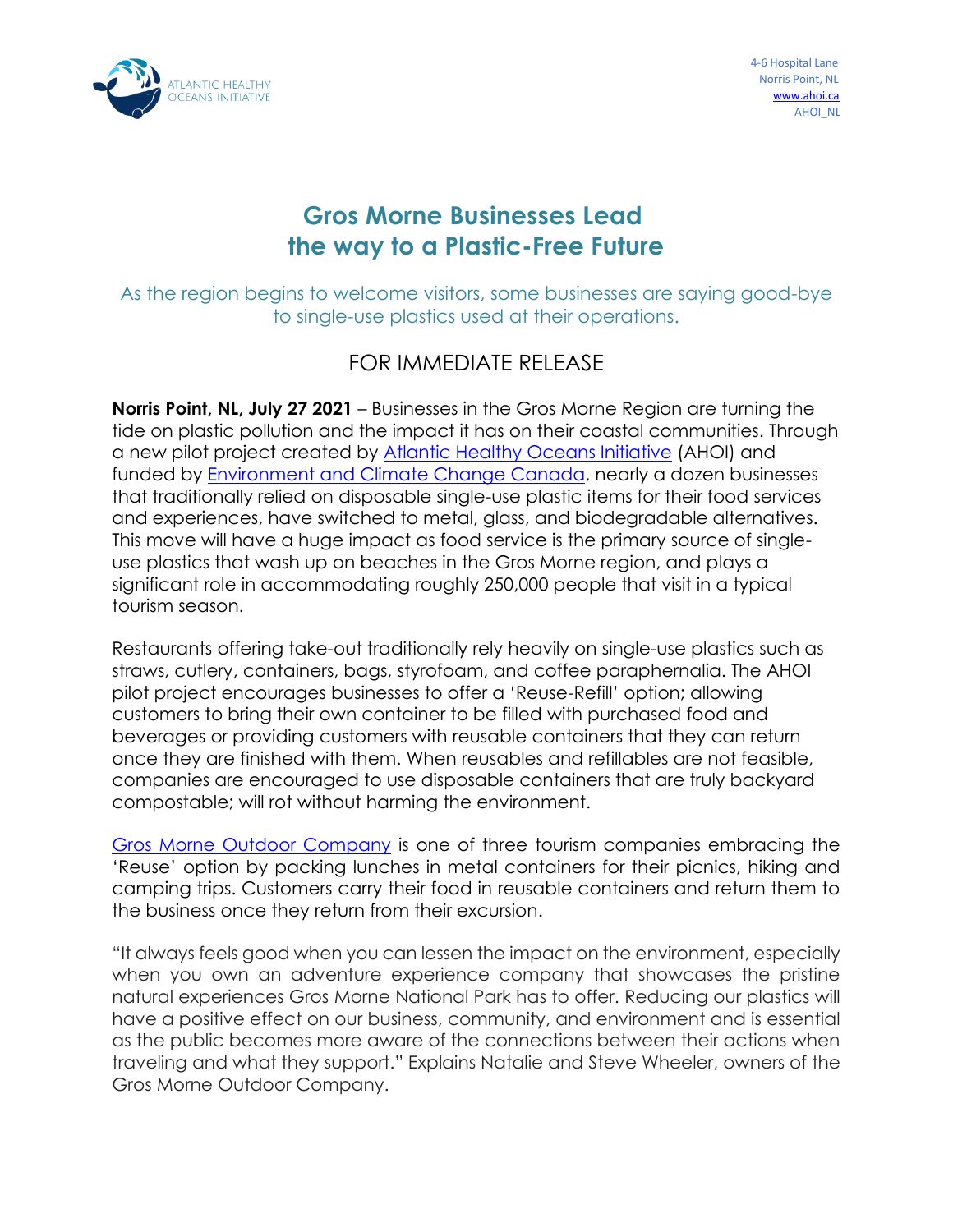ATLANTIC HEALTHY OCEANS INITIATIVE

4-6 Hospital Lane
Norris Point, NL
www.ahoi.ca
AHOI_NL

# Gros Morne Businesses Lead the way to a Plastic-Free Future

As the region begins to welcome visitors, some businesses are saying good-bye to single-use plastics used at their operations.

FOR IMMEDIATE RELEASE

**Norris Point, NL, July 27 2021** – Businesses in the Gros Morne Region are turning the tide on plastic pollution and the impact it has on their coastal communities. Through a new pilot project created by Atlantic Healthy Oceans Initiative (AHOI) and funded by Environment and Climate Change Canada, nearly a dozen businesses that traditionally relied on disposable single-use plastic items for their food services and experiences, have switched to metal, glass, and biodegradable alternatives. This move will have a huge impact as food service is the primary source of single-use plastics that wash up on beaches in the Gros Morne region, and plays a significant role in accommodating roughly 250,000 people that visit in a typical tourism season.

Restaurants offering take-out traditionally rely heavily on single-use plastics such as straws, cutlery, containers, bags, styrofoam, and coffee paraphernalia. The AHOI pilot project encourages businesses to offer a 'Reuse-Refill' option; allowing customers to bring their own container to be filled with purchased food and beverages or providing customers with reusable containers that they can return once they are finished with them. When reusables and refillables are not feasible, companies are encouraged to use disposable containers that are truly backyard compostable; will rot without harming the environment.

Gros Morne Outdoor Company is one of three tourism companies embracing the 'Reuse' option by packing lunches in metal containers for their picnics, hiking and camping trips. Customers carry their food in reusable containers and return them to the business once they return from their excursion.

"It always feels good when you can lessen the impact on the environment, especially when you own an adventure experience company that showcases the pristine natural experiences Gros Morne National Park has to offer. Reducing our plastics will have a positive effect on our business, community, and environment and is essential as the public becomes more aware of the connections between their actions when traveling and what they support." Explains Natalie and Steve Wheeler, owners of the Gros Morne Outdoor Company.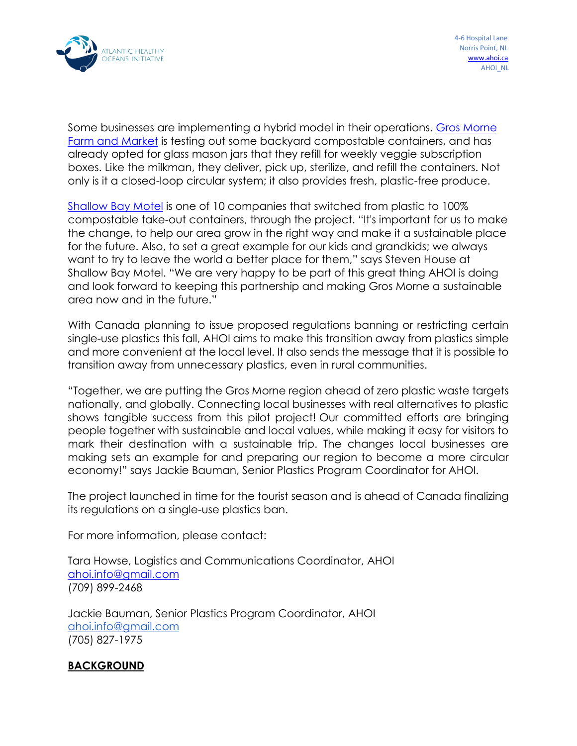Some businesses are implementing a hybrid model in their operations. [Gros Morne Farm and Market](#) is testing out some backyard compostable containers, and has already opted for glass mason jars that they refill for weekly veggie subscription boxes. Like the milkman, they deliver, pick up, sterilize, and refill the containers. Not only is it a closed-loop circular system; it also provides fresh, plastic-free produce.

[Shallow Bay Motel](#) is one of 10 companies that switched from plastic to 100% compostable take-out containers, through the project. "It's important for us to make the change, to help our area grow in the right way and make it a sustainable place for the future. Also, to set a great example for our kids and grandkids; we always want to try to leave the world a better place for them," says Steven House at Shallow Bay Motel. "We are very happy to be part of this great thing AHOI is doing and look forward to keeping this partnership and making Gros Morne a sustainable area now and in the future."

With Canada planning to issue proposed regulations banning or restricting certain single-use plastics this fall, AHOI aims to make this transition away from plastics simple and more convenient at the local level. It also sends the message that it is possible to transition away from unnecessary plastics, even in rural communities.

"Together, we are putting the Gros Morne region ahead of zero plastic waste targets nationally, and globally. Connecting local businesses with real alternatives to plastic shows tangible success from this pilot project! Our committed efforts are bringing people together with sustainable and local values, while making it easy for visitors to mark their destination with a sustainable trip. The changes local businesses are making sets an example for and preparing our region to become a more circular economy!" says Jackie Bauman, Senior Plastics Program Coordinator for AHOI.

The project launched in time for the tourist season and is ahead of Canada finalizing its regulations on a single-use plastics ban.

For more information, please contact:

Tara Howse, Logistics and Communications Coordinator, AHOI
ahoi.info@gmail.com
(709) 899-2468

Jackie Bauman, Senior Plastics Program Coordinator, AHOI
ahoi.info@gmail.com
(705) 827-1975

**BACKGROUND**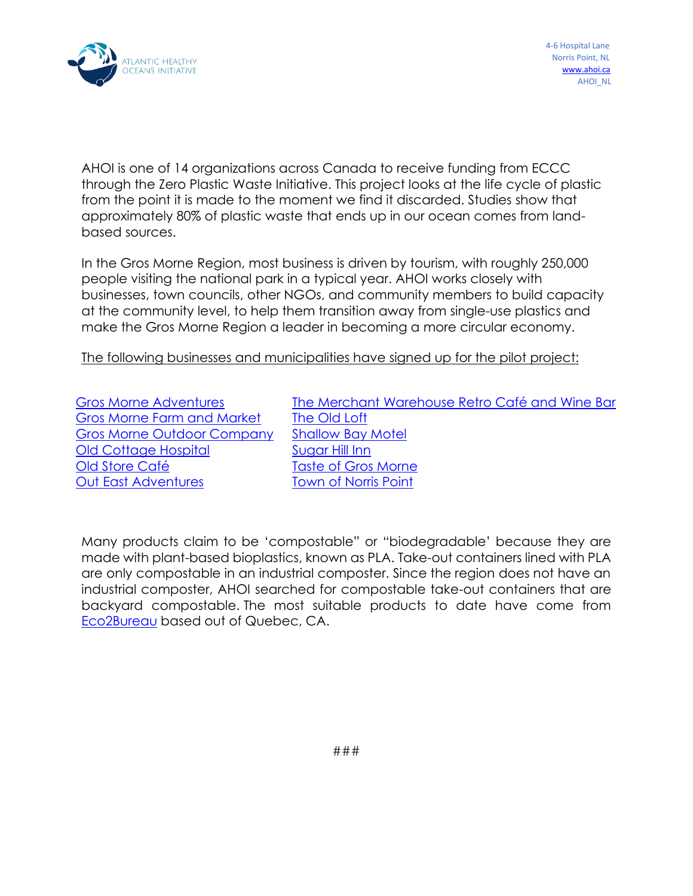ATLANTIC HEALTHY OCEANS INITIATIVE

4-6 Hospital Lane
Norris Point, NL
www.ahoi.ca
AHOI_NL

AHOI is one of 14 organizations across Canada to receive funding from ECCC through the Zero Plastic Waste Initiative. This project looks at the life cycle of plastic from the point it is made to the moment we find it discarded. Studies show that approximately 80% of plastic waste that ends up in our ocean comes from land-based sources.

In the Gros Morne Region, most business is driven by tourism, with roughly 250,000 people visiting the national park in a typical year. AHOI works closely with businesses, town councils, other NGOs, and community members to build capacity at the community level, to help them transition away from single-use plastics and make the Gros Morne Region a leader in becoming a more circular economy.

The following businesses and municipalities have signed up for the pilot project:

- Gros Morne Adventures
- Gros Morne Farm and Market
- Gros Morne Outdoor Company
- Old Cottage Hospital
- Old Store Café
- Out East Adventures
- The Merchant Warehouse Retro Café and Wine Bar
- The Old Loft
- Shallow Bay Motel
- Sugar Hill Inn
- Taste of Gros Morne
- Town of Norris Point

Many products claim to be 'compostable" or "biodegradable' because they are made with plant-based bioplastics, known as PLA. Take-out containers lined with PLA are only compostable in an industrial composter. Since the region does not have an industrial composter, AHOI searched for compostable take-out containers that are backyard compostable. The most suitable products to date have come from Eco2Bureau based out of Quebec, CA.

###